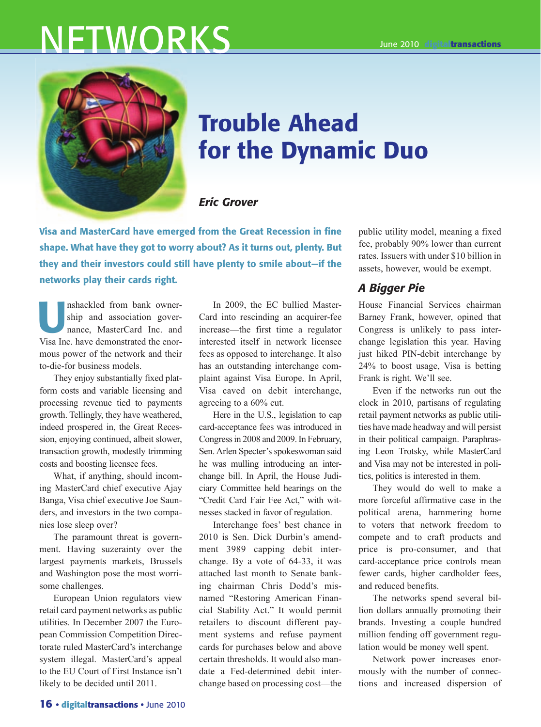# Trouble Ahead for the Dynamic Duo

***Eric Grover***

**Visa and MasterCard have emerged from the Great Recession in fine shape. What have they got to worry about? As it turns out, plenty. But they and their investors could still have plenty to smile about—if the networks play their cards right.**

Unshackled from bank ownership and association governance, MasterCard Inc. and Visa Inc. have demonstrated the enormous power of the network and their to-die-for business models.

They enjoy substantially fixed platform costs and variable licensing and processing revenue tied to payments growth. Tellingly, they have weathered, indeed prospered in, the Great Recession, enjoying continued, albeit slower, transaction growth, modestly trimming costs and boosting licensee fees.

What, if anything, should incoming MasterCard chief executive Ajay Banga, Visa chief executive Joe Saunders, and investors in the two companies lose sleep over?

The paramount threat is government. Having suzerainty over the largest payments markets, Brussels and Washington pose the most worrisome challenges.

European Union regulators view retail card payment networks as public utilities. In December 2007 the European Commission Competition Directorate ruled MasterCard's interchange system illegal. MasterCard's appeal to the EU Court of First Instance isn't likely to be decided until 2011.

In 2009, the EC bullied MasterCard into rescinding an acquirer-fee increase—the first time a regulator interested itself in network licensee fees as opposed to interchange. It also has an outstanding interchange complaint against Visa Europe. In April, Visa caved on debit interchange, agreeing to a 60% cut.

Here in the U.S., legislation to cap card-acceptance fees was introduced in Congress in 2008 and 2009. In February, Sen. Arlen Specter's spokeswoman said he was mulling introducing an interchange bill. In April, the House Judiciary Committee held hearings on the "Credit Card Fair Fee Act," with witnesses stacked in favor of regulation.

Interchange foes' best chance in 2010 is Sen. Dick Durbin's amendment 3989 capping debit interchange. By a vote of 64-33, it was attached last month to Senate banking chairman Chris Dodd's misnamed "Restoring American Financial Stability Act." It would permit retailers to discount different payment systems and refuse payment cards for purchases below and above certain thresholds. It would also mandate a Fed-determined debit interchange based on processing cost—the public utility model, meaning a fixed fee, probably 90% lower than current rates. Issuers with under $10 billion in assets, however, would be exempt.

## *A Bigger Pie*

House Financial Services chairman Barney Frank, however, opined that Congress is unlikely to pass interchange legislation this year. Having just hiked PIN-debit interchange by 24% to boost usage, Visa is betting Frank is right. We'll see.

Even if the networks run out the clock in 2010, partisans of regulating retail payment networks as public utilities have made headway and will persist in their political campaign. Paraphrasing Leon Trotsky, while MasterCard and Visa may not be interested in politics, politics is interested in them.

They would do well to make a more forceful affirmative case in the political arena, hammering home to voters that network freedom to compete and to craft products and price is pro-consumer, and that card-acceptance price controls mean fewer cards, higher cardholder fees, and reduced benefits.

The networks spend several billion dollars annually promoting their brands. Investing a couple hundred million fending off government regulation would be money well spent.

Network power increases enormously with the number of connections and increased dispersion of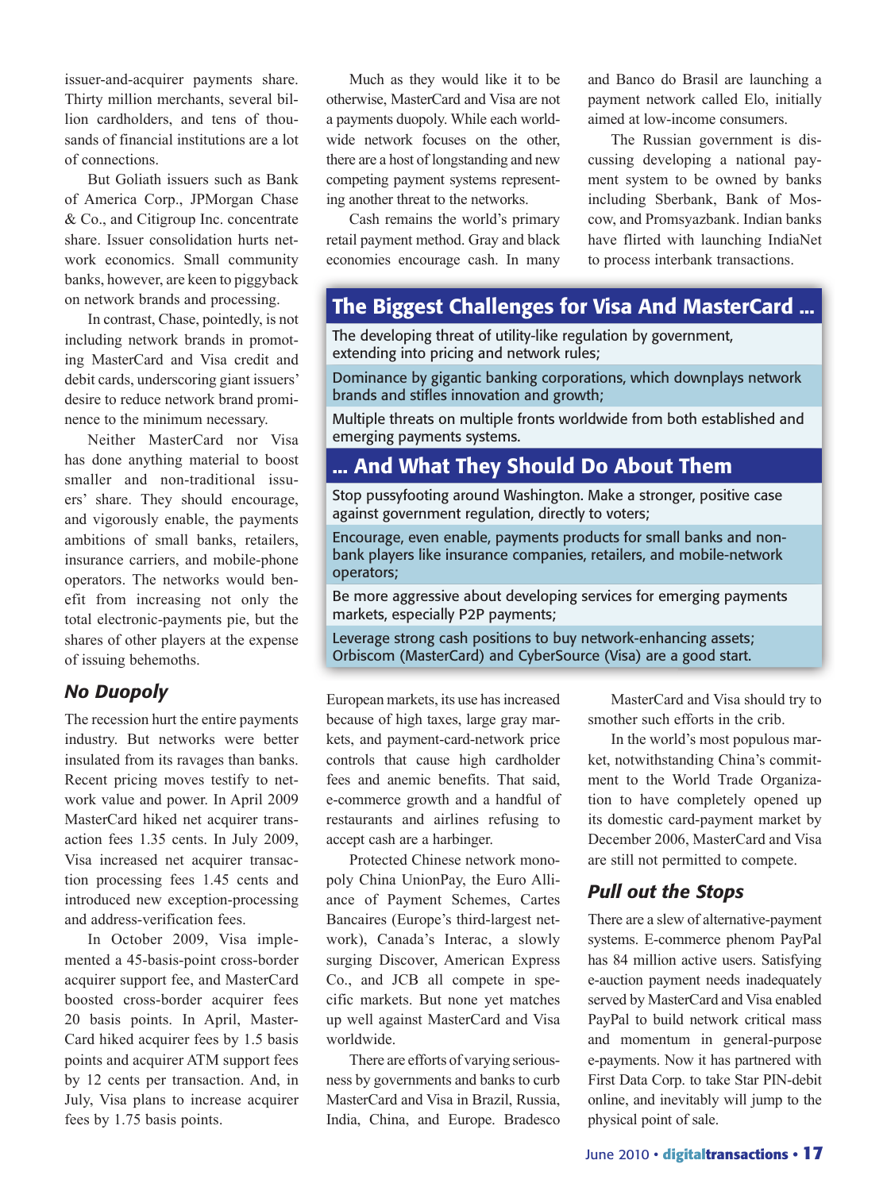issuer-and-acquirer payments share. Thirty million merchants, several billion cardholders, and tens of thousands of financial institutions are a lot of connections.

But Goliath issuers such as Bank of America Corp., JPMorgan Chase & Co., and Citigroup Inc. concentrate share. Issuer consolidation hurts network economics. Small community banks, however, are keen to piggyback on network brands and processing.

In contrast, Chase, pointedly, is not including network brands in promoting MasterCard and Visa credit and debit cards, underscoring giant issuers' desire to reduce network brand prominence to the minimum necessary.

Neither MasterCard nor Visa has done anything material to boost smaller and non-traditional issuers' share. They should encourage, and vigorously enable, the payments ambitions of small banks, retailers, insurance carriers, and mobile-phone operators. The networks would benefit from increasing not only the total electronic-payments pie, but the shares of other players at the expense of issuing behemoths.

## *No Duopoly*

The recession hurt the entire payments industry. But networks were better insulated from its ravages than banks. Recent pricing moves testify to network value and power. In April 2009 MasterCard hiked net acquirer transaction fees 1.35 cents. In July 2009, Visa increased net acquirer transaction processing fees 1.45 cents and introduced new exception-processing and address-verification fees.

In October 2009, Visa implemented a 45-basis-point cross-border acquirer support fee, and MasterCard boosted cross-border acquirer fees 20 basis points. In April, MasterCard hiked acquirer fees by 1.5 basis points and acquirer ATM support fees by 12 cents per transaction. And, in July, Visa plans to increase acquirer fees by 1.75 basis points.

Much as they would like it to be otherwise, MasterCard and Visa are not a payments duopoly. While each worldwide network focuses on the other, there are a host of longstanding and new competing payment systems representing another threat to the networks.

Cash remains the world's primary retail payment method. Gray and black economies encourage cash. In many European markets, its use has increased because of high taxes, large gray markets, and payment-card-network price controls that cause high cardholder fees and anemic benefits. That said, e-commerce growth and a handful of restaurants and airlines refusing to accept cash are a harbinger.

Protected Chinese network monopoly China UnionPay, the Euro Alliance of Payment Schemes, Cartes Bancaires (Europe's third-largest network), Canada's Interac, a slowly surging Discover, American Express Co., and JCB all compete in specific markets. But none yet matches up well against MasterCard and Visa worldwide.

There are efforts of varying seriousness by governments and banks to curb MasterCard and Visa in Brazil, Russia, India, China, and Europe. Bradesco and Banco do Brasil are launching a payment network called Elo, initially aimed at low-income consumers.

The Russian government is discussing developing a national payment system to be owned by banks including Sberbank, Bank of Moscow, and Promsyazbank. Indian banks have flirted with launching IndiaNet to process interbank transactions.

MasterCard and Visa should try to smother such efforts in the crib.

In the world's most populous market, notwithstanding China's commitment to the World Trade Organization to have completely opened up its domestic card-payment market by December 2006, MasterCard and Visa are still not permitted to compete.

### The Biggest Challenges for Visa And MasterCard …

- The developing threat of utility-like regulation by government, extending into pricing and network rules;
- Dominance by gigantic banking corporations, which downplays network brands and stifles innovation and growth;
- Multiple threats on multiple fronts worldwide from both established and emerging payments systems.

### … And What They Should Do About Them

- Stop pussyfooting around Washington. Make a stronger, positive case against government regulation, directly to voters;
- Encourage, even enable, payments products for small banks and non-bank players like insurance companies, retailers, and mobile-network operators;
- Be more aggressive about developing services for emerging payments markets, especially P2P payments;
- Leverage strong cash positions to buy network-enhancing assets; Orbiscom (MasterCard) and CyberSource (Visa) are a good start.

## *Pull out the Stops*

There are a slew of alternative-payment systems. E-commerce phenom PayPal has 84 million active users. Satisfying e-auction payment needs inadequately served by MasterCard and Visa enabled PayPal to build network critical mass and momentum in general-purpose e-payments. Now it has partnered with First Data Corp. to take Star PIN-debit online, and inevitably will jump to the physical point of sale.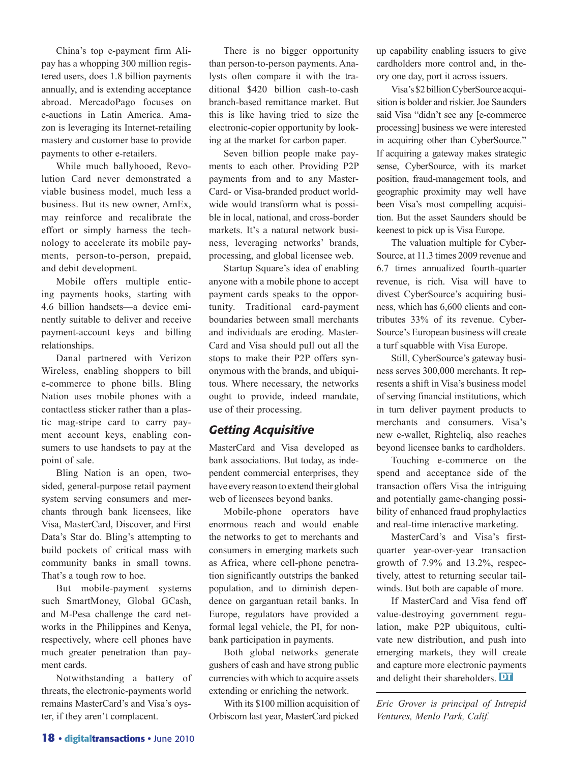China's top e-payment firm Alipay has a whopping 300 million registered users, does 1.8 billion payments annually, and is extending acceptance abroad. MercadoPago focuses on e-auctions in Latin America. Amazon is leveraging its Internet-retailing mastery and customer base to provide payments to other e-retailers.

While much ballyhooed, Revolution Card never demonstrated a viable business model, much less a business. But its new owner, AmEx, may reinforce and recalibrate the effort or simply harness the technology to accelerate its mobile payments, person-to-person, prepaid, and debit development.

Mobile offers multiple enticing payments hooks, starting with 4.6 billion handsets—a device eminently suitable to deliver and receive payment-account keys—and billing relationships.

Danal partnered with Verizon Wireless, enabling shoppers to bill e-commerce to phone bills. Bling Nation uses mobile phones with a contactless sticker rather than a plastic mag-stripe card to carry payment account keys, enabling consumers to use handsets to pay at the point of sale.

Bling Nation is an open, two-sided, general-purpose retail payment system serving consumers and merchants through bank licensees, like Visa, MasterCard, Discover, and First Data's Star do. Bling's attempting to build pockets of critical mass with community banks in small towns. That's a tough row to hoe.

But mobile-payment systems such SmartMoney, Global GCash, and M-Pesa challenge the card networks in the Philippines and Kenya, respectively, where cell phones have much greater penetration than payment cards.

Notwithstanding a battery of threats, the electronic-payments world remains MasterCard's and Visa's oyster, if they aren't complacent.

There is no bigger opportunity than person-to-person payments. Analysts often compare it with the traditional $420 billion cash-to-cash branch-based remittance market. But this is like having tried to size the electronic-copier opportunity by looking at the market for carbon paper.

Seven billion people make payments to each other. Providing P2P payments from and to any MasterCard- or Visa-branded product worldwide would transform what is possible in local, national, and cross-border markets. It's a natural network business, leveraging networks' brands, processing, and global licensee web.

Startup Square's idea of enabling anyone with a mobile phone to accept payment cards speaks to the opportunity. Traditional card-payment boundaries between small merchants and individuals are eroding. MasterCard and Visa should pull out all the stops to make their P2P offers synonymous with the brands, and ubiquitous. Where necessary, the networks ought to provide, indeed mandate, use of their processing.

## Getting Acquisitive

MasterCard and Visa developed as bank associations. But today, as independent commercial enterprises, they have every reason to extend their global web of licensees beyond banks.

Mobile-phone operators have enormous reach and would enable the networks to get to merchants and consumers in emerging markets such as Africa, where cell-phone penetration significantly outstrips the banked population, and to diminish dependence on gargantuan retail banks. In Europe, regulators have provided a formal legal vehicle, the PI, for non-bank participation in payments.

Both global networks generate gushers of cash and have strong public currencies with which to acquire assets extending or enriching the network.

With its $100 million acquisition of Orbiscom last year, MasterCard picked up capability enabling issuers to give cardholders more control and, in theory one day, port it across issuers.

Visa's $2 billion CyberSource acquisition is bolder and riskier. Joe Saunders said Visa "didn't see any [e-commerce processing] business we were interested in acquiring other than CyberSource." If acquiring a gateway makes strategic sense, CyberSource, with its market position, fraud-management tools, and geographic proximity may well have been Visa's most compelling acquisition. But the asset Saunders should be keenest to pick up is Visa Europe.

The valuation multiple for CyberSource, at 11.3 times 2009 revenue and 6.7 times annualized fourth-quarter revenue, is rich. Visa will have to divest CyberSource's acquiring business, which has 6,600 clients and contributes 33% of its revenue. CyberSource's European business will create a turf squabble with Visa Europe.

Still, CyberSource's gateway business serves 300,000 merchants. It represents a shift in Visa's business model of serving financial institutions, which in turn deliver payment products to merchants and consumers. Visa's new e-wallet, Rightcliq, also reaches beyond licensee banks to cardholders.

Touching e-commerce on the spend and acceptance side of the transaction offers Visa the intriguing and potentially game-changing possibility of enhanced fraud prophylactics and real-time interactive marketing.

MasterCard's and Visa's first-quarter year-over-year transaction growth of 7.9% and 13.2%, respectively, attest to returning secular tailwinds. But both are capable of more.

If MasterCard and Visa fend off value-destroying government regulation, make P2P ubiquitous, cultivate new distribution, and push into emerging markets, they will create and capture more electronic payments and delight their shareholders. DT

---

*Eric Grover is principal of Intrepid Ventures, Menlo Park, Calif.*